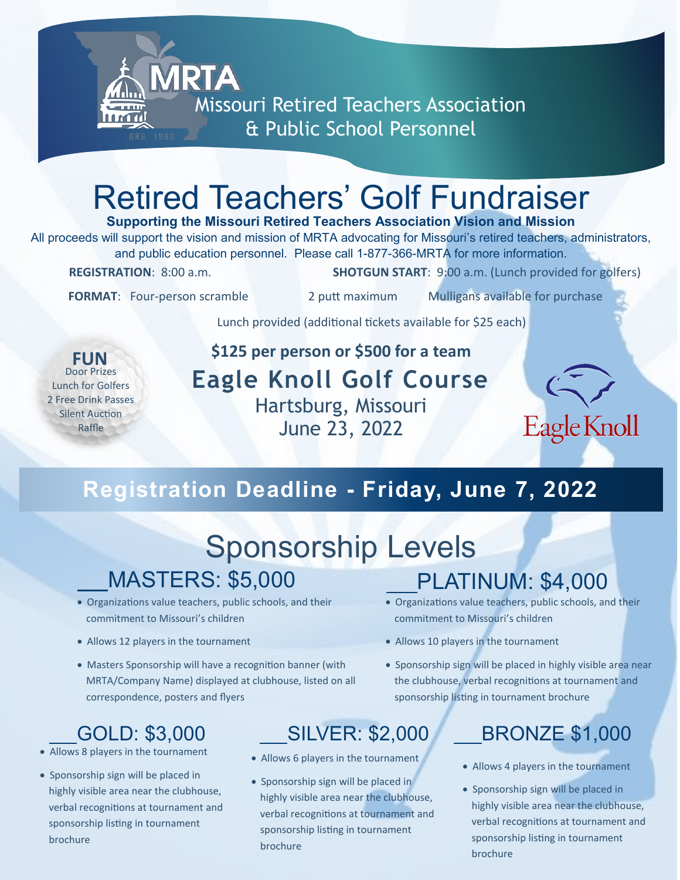MRTA

Missouri Retired Teachers Association & Public School Personnel

ORG. 1960

# Retired Teachers' Golf Fundraiser

**Supporting the Missouri Retired Teachers Association Vision and Mission**

All proceeds will support the vision and mission of MRTA advocating for Missouri's retired teachers, administrators, and public education personnel. Please call 1-877-366-MRTA for more information.

**REGISTRATION**: 8:00 a.m.

**SHOTGUN START**: 9:00 a.m. (Lunch provided for golfers)

**FORMAT**: Four-person scramble

2 putt maximum

Mulligans available for purchase

Lunch provided (additional tickets available for $25 each)

**FUN**

Door Prizes
Lunch for Golfers
2 Free Drink Passes
Silent Auction
Raffle

**$125 per person or $500 for a team**

## Eagle Knoll Golf Course

Hartsburg, Missouri
June 23, 2022

Eagle Knoll

## Registration Deadline - Friday, June 7, 2022

# Sponsorship Levels

## __MASTERS: $5,000

- Organizations value teachers, public schools, and their commitment to Missouri's children
- Allows 12 players in the tournament
- Masters Sponsorship will have a recognition banner (with MRTA/Company Name) displayed at clubhouse, listed on all correspondence, posters and flyers

## __PLATINUM: $4,000

- Organizations value teachers, public schools, and their commitment to Missouri's children
- Allows 10 players in the tournament
- Sponsorship sign will be placed in highly visible area near the clubhouse, verbal recognitions at tournament and sponsorship listing in tournament brochure

## __GOLD: $3,000

- Allows 8 players in the tournament
- Sponsorship sign will be placed in highly visible area near the clubhouse, verbal recognitions at tournament and sponsorship listing in tournament brochure

## __SILVER: $2,000

- Allows 6 players in the tournament
- Sponsorship sign will be placed in highly visible area near the clubhouse, verbal recognitions at tournament and sponsorship listing in tournament brochure

## __BRONZE $1,000

- Allows 4 players in the tournament
- Sponsorship sign will be placed in highly visible area near the clubhouse, verbal recognitions at tournament and sponsorship listing in tournament brochure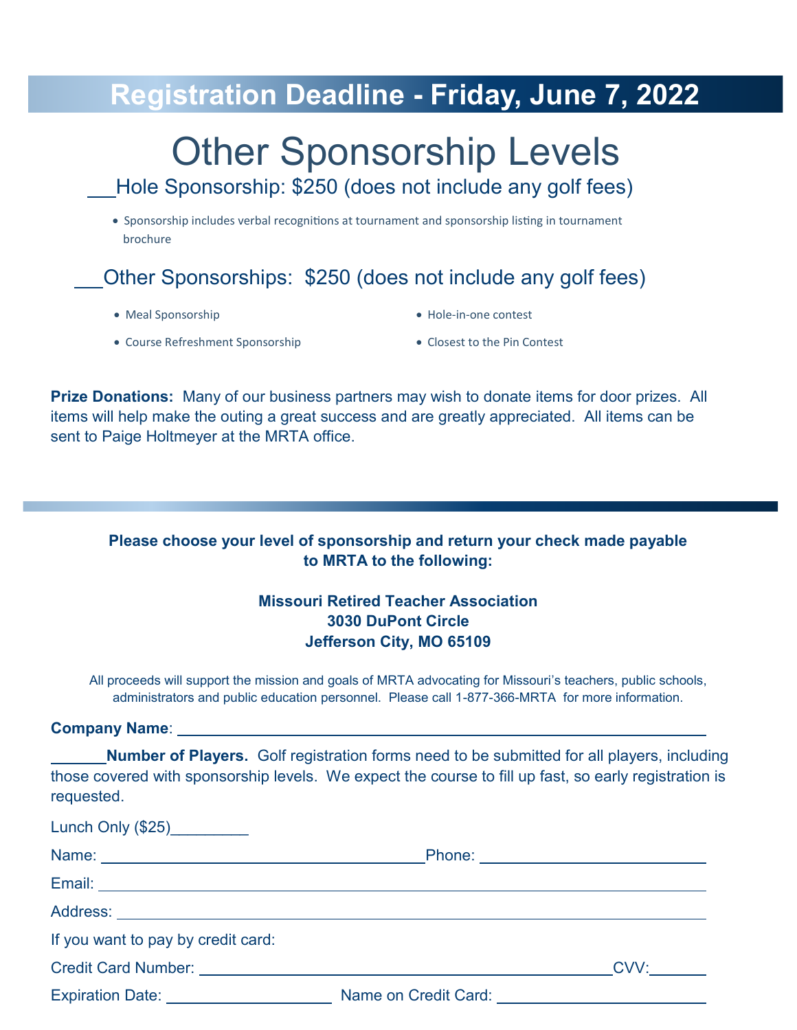# Registration Deadline - Friday, June 7, 2022

# Other Sponsorship Levels

## ___Hole Sponsorship: $250 (does not include any golf fees)

- Sponsorship includes verbal recognitions at tournament and sponsorship listing in tournament brochure

## ___Other Sponsorships: $250 (does not include any golf fees)

- Meal Sponsorship
- Course Refreshment Sponsorship
- Hole-in-one contest
- Closest to the Pin Contest

**Prize Donations:** Many of our business partners may wish to donate items for door prizes. All items will help make the outing a great success and are greatly appreciated. All items can be sent to Paige Holtmeyer at the MRTA office.

---

**Please choose your level of sponsorship and return your check made payable to MRTA to the following:**

**Missouri Retired Teacher Association**
**3030 DuPont Circle**
**Jefferson City, MO 65109**

All proceeds will support the mission and goals of MRTA advocating for Missouri's teachers, public schools, administrators and public education personnel. Please call 1-877-366-MRTA for more information.

**Company Name**: ____________________________________________

______**Number of Players.** Golf registration forms need to be submitted for all players, including those covered with sponsorship levels. We expect the course to fill up fast, so early registration is requested.

Lunch Only ($25)_________

Name: ______________________________ Phone: ____________________

Email: ____________________________________________

Address: ____________________________________________

If you want to pay by credit card:

Credit Card Number: ______________________________ CVV: ______

Expiration Date: ______________ Name on Credit Card: ____________________